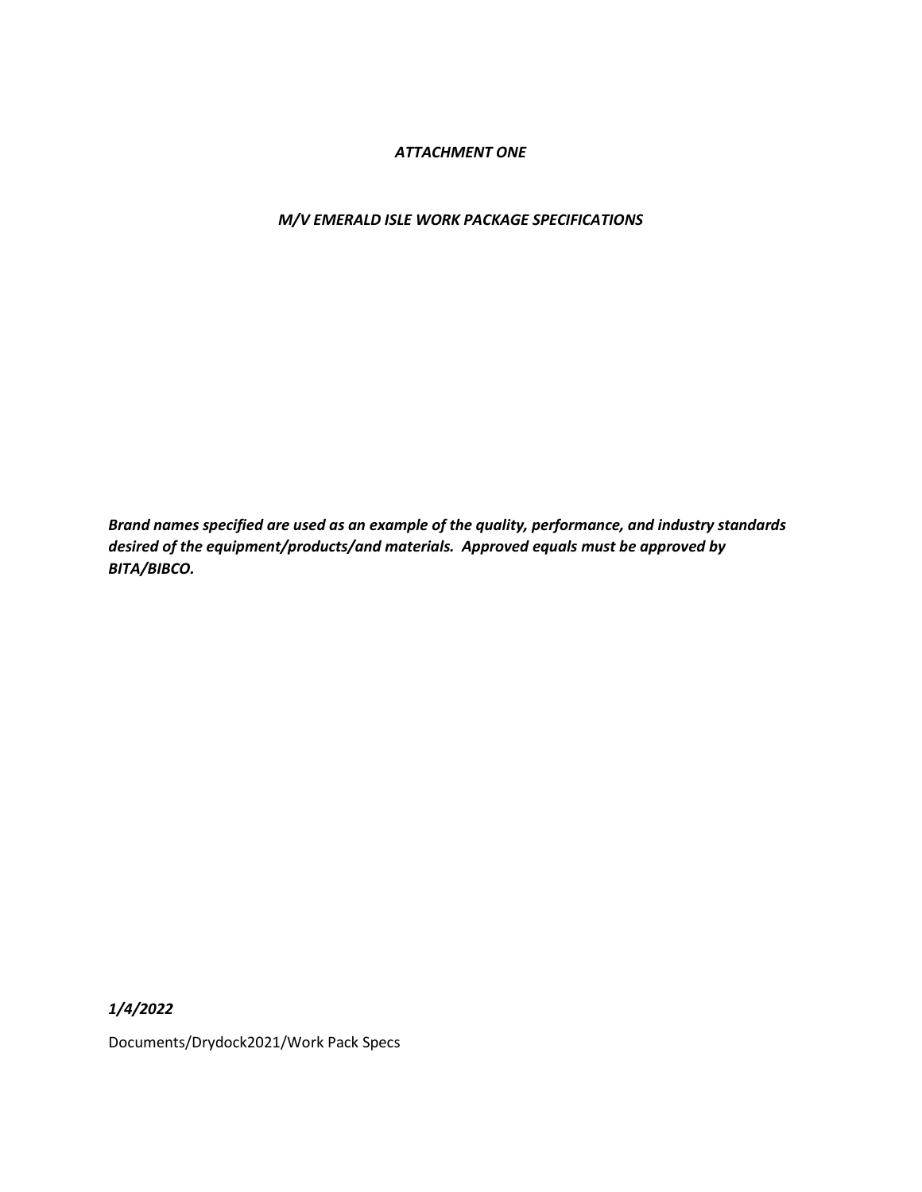*ATTACHMENT ONE*

*M/V EMERALD ISLE WORK PACKAGE SPECIFICATIONS*

***Brand names specified are used as an example of the quality, performance, and industry standards desired of the equipment/products/and materials. Approved equals must be approved by BITA/BIBCO.***

***1/4/2022***

Documents/Drydock2021/Work Pack Specs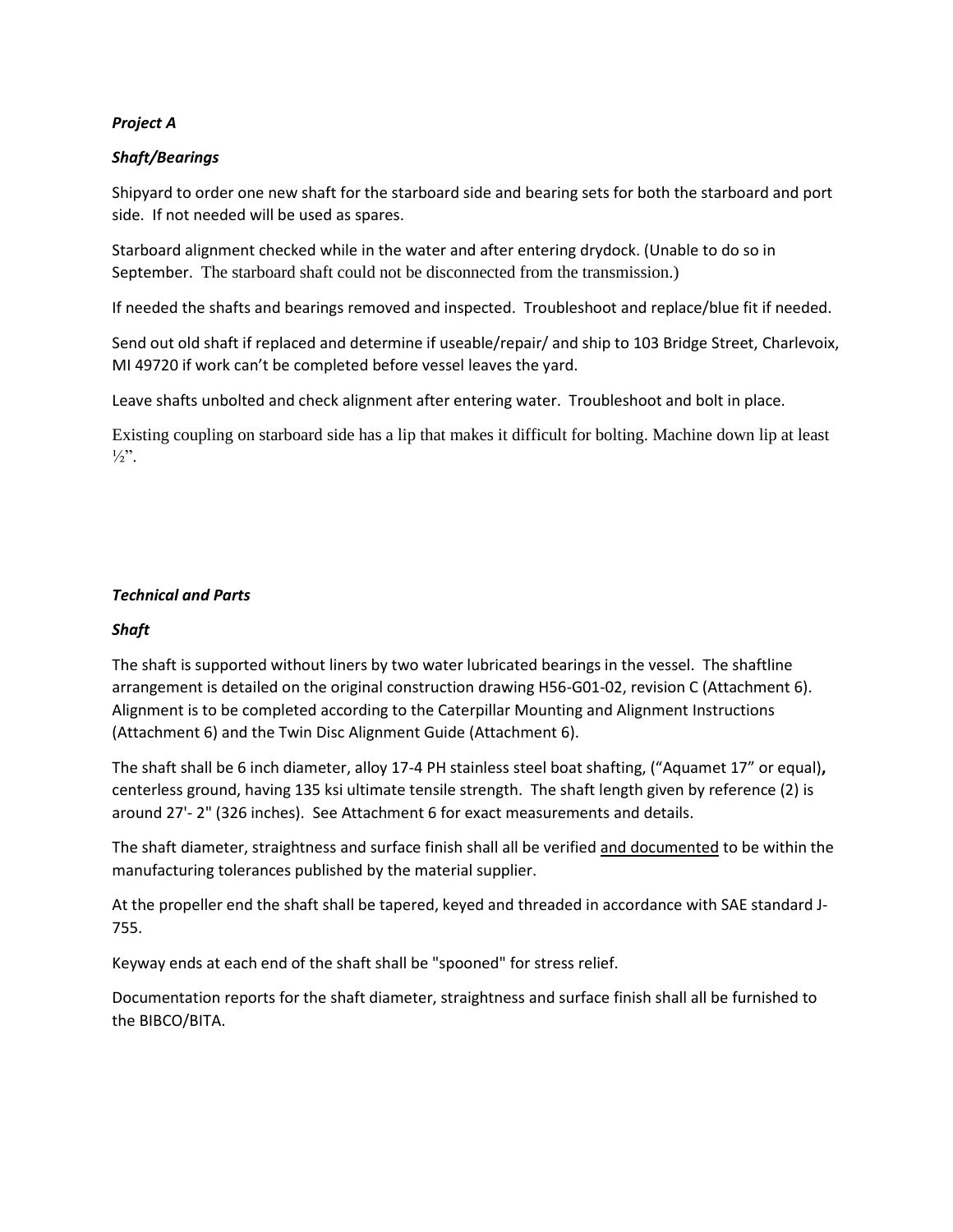*Project A*

*Shaft/Bearings*

Shipyard to order one new shaft for the starboard side and bearing sets for both the starboard and port side. If not needed will be used as spares.

Starboard alignment checked while in the water and after entering drydock. (Unable to do so in September. The starboard shaft could not be disconnected from the transmission.)

If needed the shafts and bearings removed and inspected. Troubleshoot and replace/blue fit if needed.

Send out old shaft if replaced and determine if useable/repair/ and ship to 103 Bridge Street, Charlevoix, MI 49720 if work can't be completed before vessel leaves the yard.

Leave shafts unbolted and check alignment after entering water. Troubleshoot and bolt in place.

Existing coupling on starboard side has a lip that makes it difficult for bolting. Machine down lip at least ½".

*Technical and Parts*

*Shaft*

The shaft is supported without liners by two water lubricated bearings in the vessel. The shaftline arrangement is detailed on the original construction drawing H56-G01-02, revision C (Attachment 6). Alignment is to be completed according to the Caterpillar Mounting and Alignment Instructions (Attachment 6) and the Twin Disc Alignment Guide (Attachment 6).

The shaft shall be 6 inch diameter, alloy 17-4 PH stainless steel boat shafting, ("Aquamet 17" or equal), centerless ground, having 135 ksi ultimate tensile strength. The shaft length given by reference (2) is around 27'- 2" (326 inches). See Attachment 6 for exact measurements and details.

The shaft diameter, straightness and surface finish shall all be verified and documented to be within the manufacturing tolerances published by the material supplier.

At the propeller end the shaft shall be tapered, keyed and threaded in accordance with SAE standard J-755.

Keyway ends at each end of the shaft shall be "spooned" for stress relief.

Documentation reports for the shaft diameter, straightness and surface finish shall all be furnished to the BIBCO/BITA.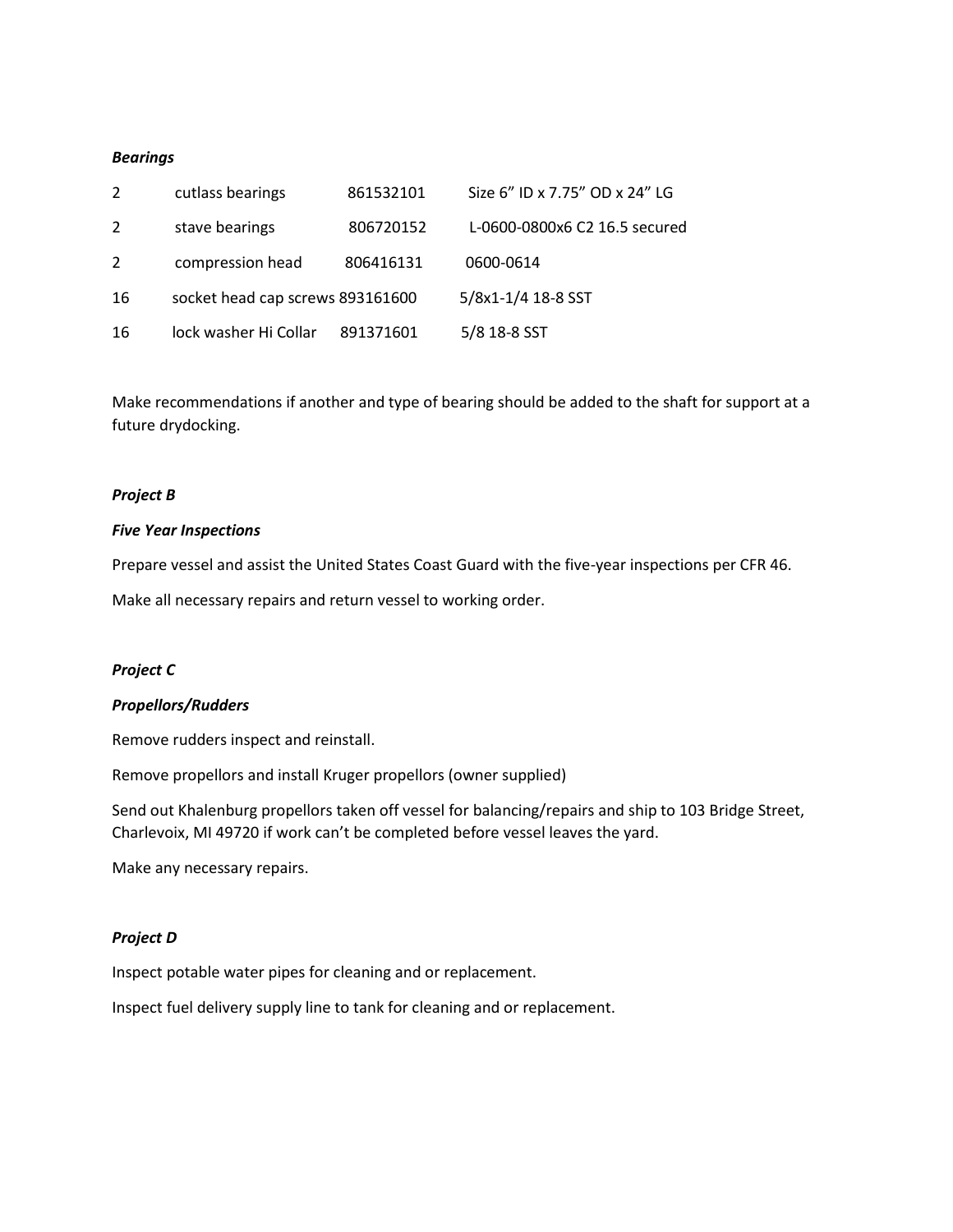***Bearings***

| | | | |
|---|---|---|---|
| 2 | cutlass bearings | 861532101 | Size 6" ID x 7.75" OD x 24" LG |
| 2 | stave bearings | 806720152 | L-0600-0800x6 C2 16.5 secured |
| 2 | compression head | 806416131 | 0600-0614 |
| 16 | socket head cap screws | 893161600 | 5/8x1-1/4 18-8 SST |
| 16 | lock washer Hi Collar | 891371601 | 5/8 18-8 SST |

Make recommendations if another and type of bearing should be added to the shaft for support at a future drydocking.

***Project B***

***Five Year Inspections***

Prepare vessel and assist the United States Coast Guard with the five-year inspections per CFR 46.

Make all necessary repairs and return vessel to working order.

***Project C***

***Propellors/Rudders***

Remove rudders inspect and reinstall.

Remove propellors and install Kruger propellors (owner supplied)

Send out Khalenburg propellors taken off vessel for balancing/repairs and ship to 103 Bridge Street, Charlevoix, MI 49720 if work can't be completed before vessel leaves the yard.

Make any necessary repairs.

***Project D***

Inspect potable water pipes for cleaning and or replacement.

Inspect fuel delivery supply line to tank for cleaning and or replacement.